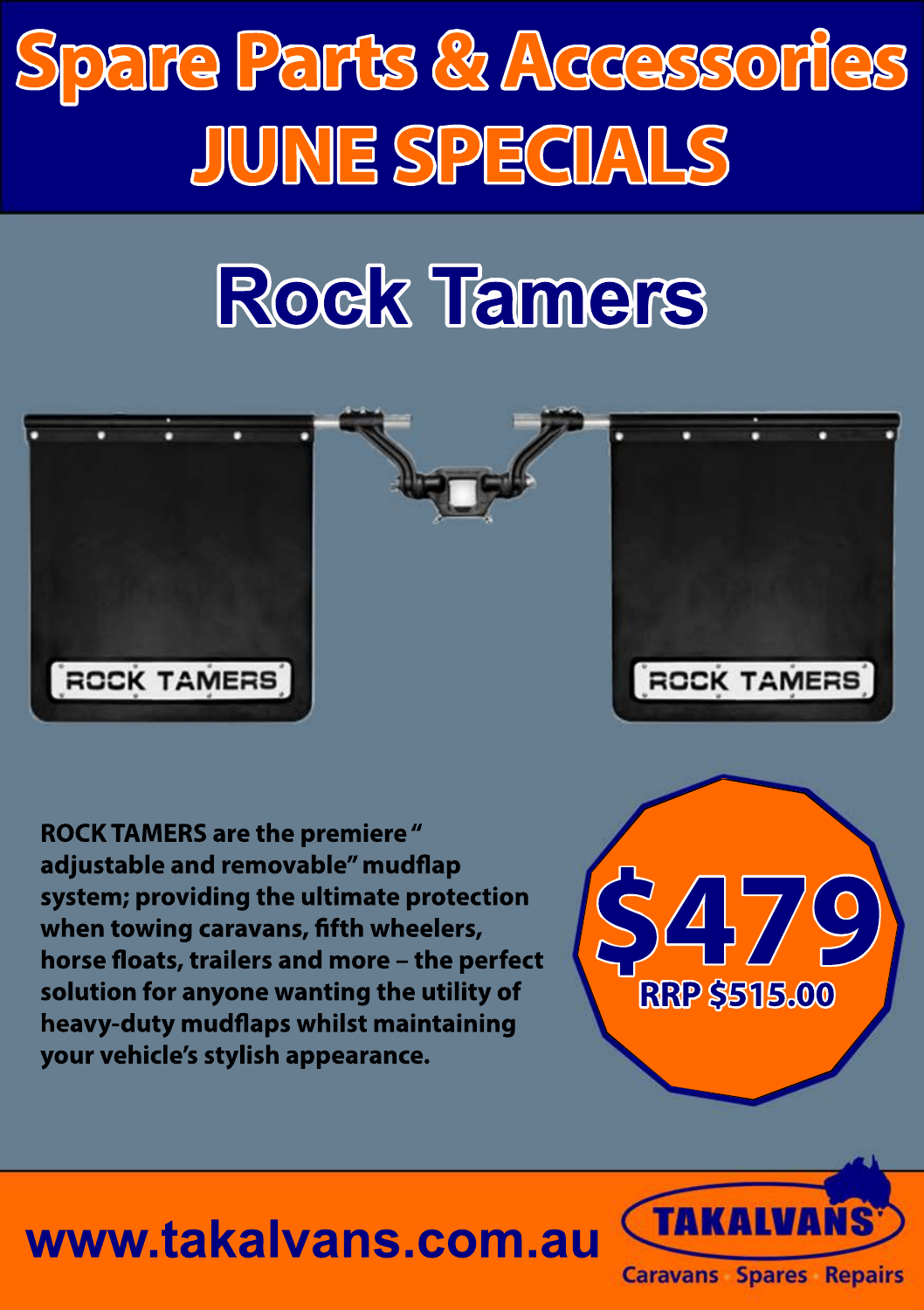# Spare Parts & Accessories JUNE SPECIALS

## Rock Tamers

**ROCK TAMERS are the premiere " adjustable and removable" mudflap system; providing the ultimate protection when towing caravans, fifth wheelers, horse floats, trailers and more – the perfect solution for anyone wanting the utility of heavy-duty mudflaps whilst maintaining your vehicle's stylish appearance.**

**$479**

**RRP $515.00**

www.takalvans.com.au

TAKALVANS

Caravans · Spares · Repairs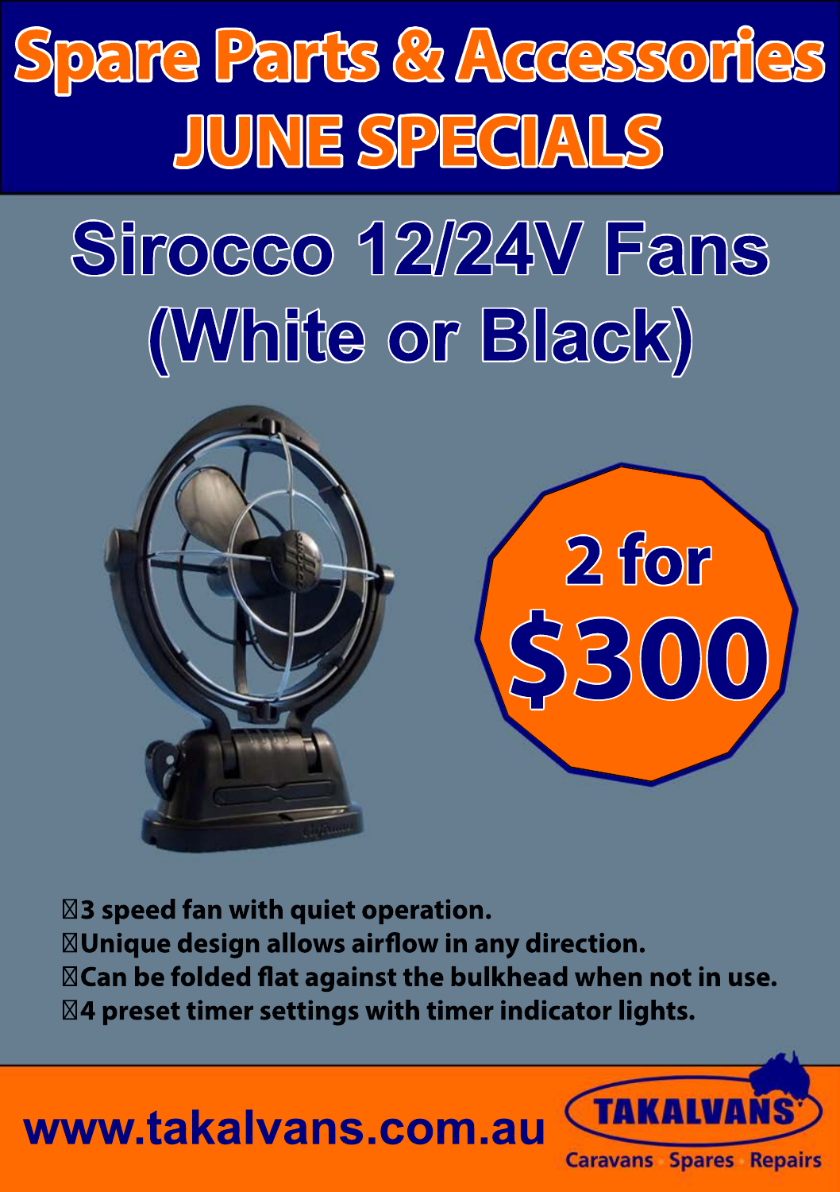# Spare Parts & Accessories
# JUNE SPECIALS

## Sirocco 12/24V Fans (White or Black)

**2 for $300**

- **3 speed fan with quiet operation.**
- **Unique design allows airflow in any direction.**
- **Can be folded flat against the bulkhead when not in use.**
- **4 preset timer settings with timer indicator lights.**

**www.takalvans.com.au**

TAKALVANS
Caravans · Spares · Repairs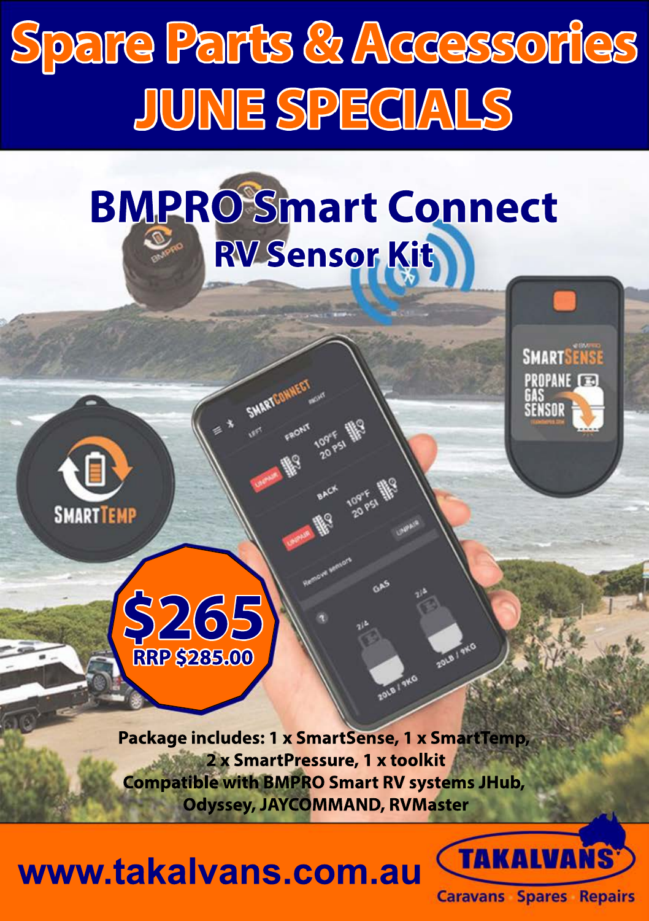# Spare Parts & Accessories
# JUNE SPECIALS

## BMPRO Smart Connect
### RV Sensor Kit

**$265**
**RRP $285.00**

**Package includes: 1 x SmartSense, 1 x SmartTemp, 2 x SmartPressure, 1 x toolkit**
**Compatible with BMPRO Smart RV systems JHub, Odyssey, JAYCOMMAND, RVMaster**

**www.takalvans.com.au**

**TAKALVANS**
Caravans · Spares · Repairs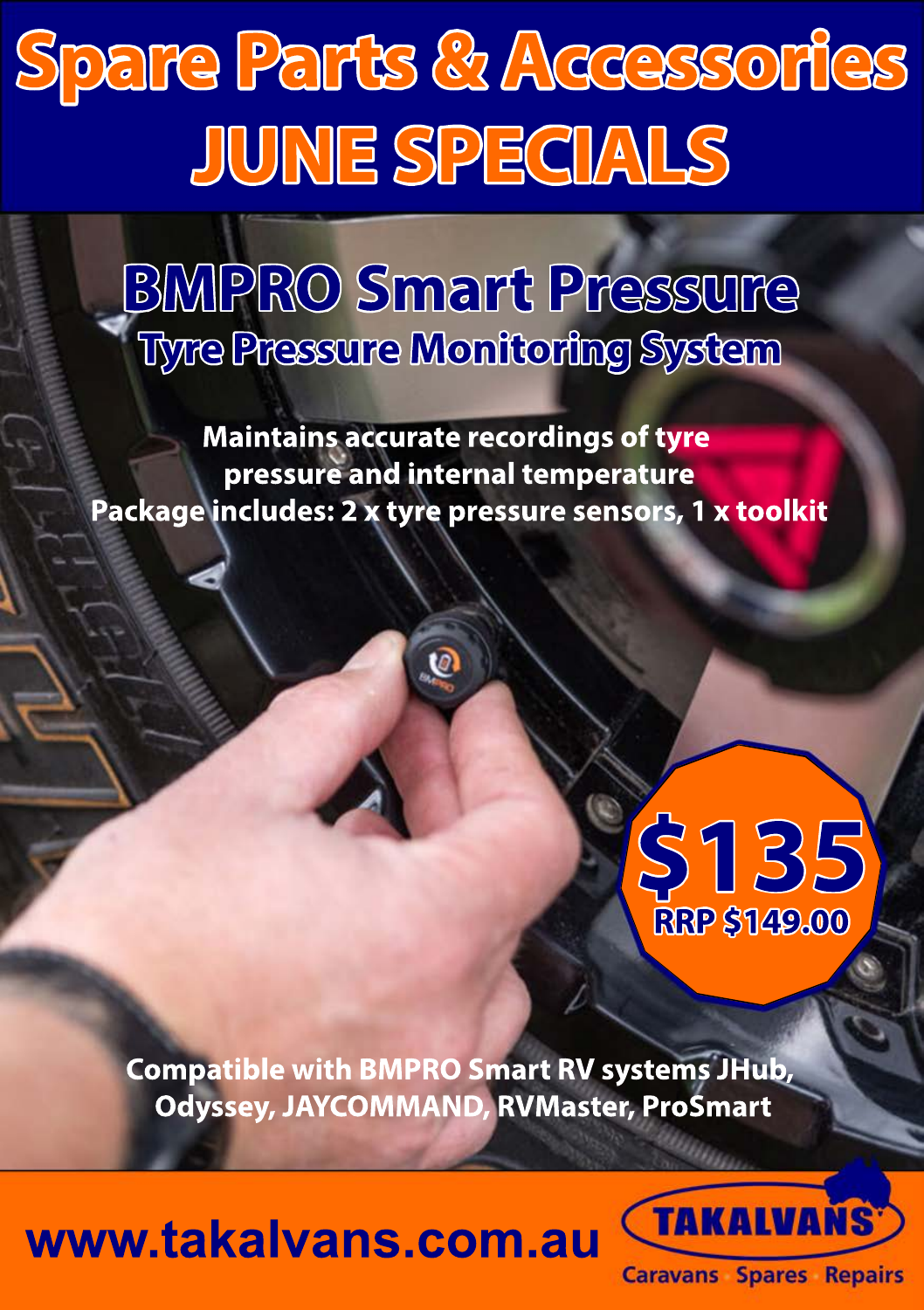# Spare Parts & Accessories JUNE SPECIALS

## BMPRO Smart Pressure

### Tyre Pressure Monitoring System

**Maintains accurate recordings of tyre pressure and internal temperature**

**Package includes: 2 x tyre pressure sensors, 1 x toolkit**

**$135**

**RRP $149.00**

**Compatible with BMPRO Smart RV systems JHub, Odyssey, JAYCOMMAND, RVMaster, ProSmart**

**www.takalvans.com.au**

TAKALVANS

Caravans · Spares · Repairs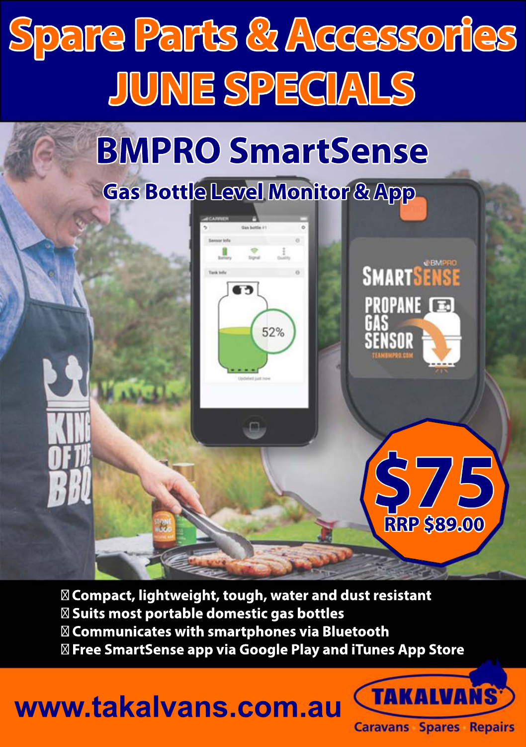# Spare Parts & Accessories
# JUNE SPECIALS

## BMPRO SmartSense

### Gas Bottle Level Monitor & App

**$75**
**RRP $89.00**

- Compact, lightweight, tough, water and dust resistant
- Suits most portable domestic gas bottles
- Communicates with smartphones via Bluetooth
- Free SmartSense app via Google Play and iTunes App Store

**www.takalvans.com.au**

**TAKALVANS**
Caravans · Spares · Repairs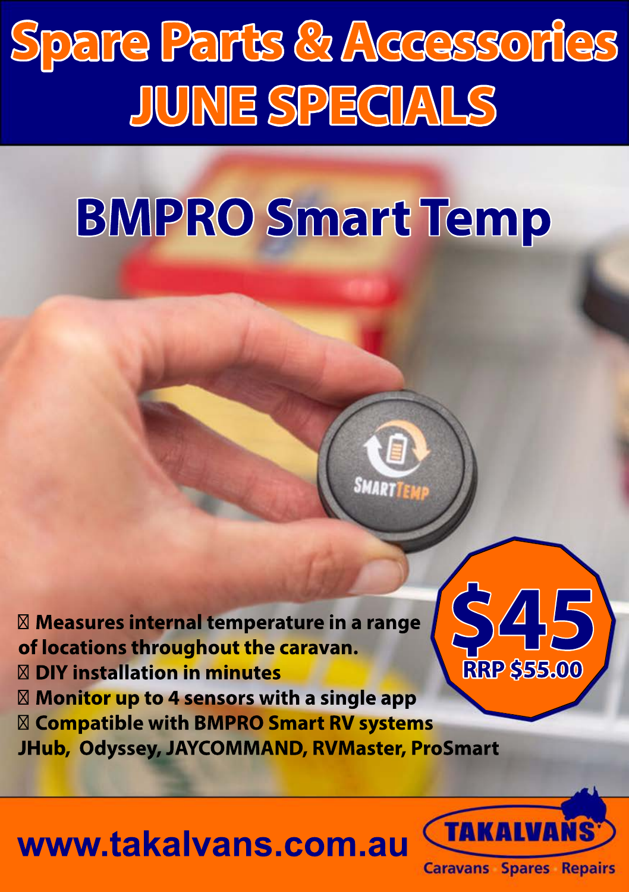# Spare Parts & Accessories
# JUNE SPECIALS

## BMPRO Smart Temp

- **Measures internal temperature in a range of locations throughout the caravan.**
- **DIY installation in minutes**
- **Monitor up to 4 sensors with a single app**
- **Compatible with BMPRO Smart RV systems JHub, Odyssey, JAYCOMMAND, RVMaster, ProSmart**

**$45**
**RRP $55.00**

**www.takalvans.com.au**

TAKALVANS
Caravans · Spares · Repairs